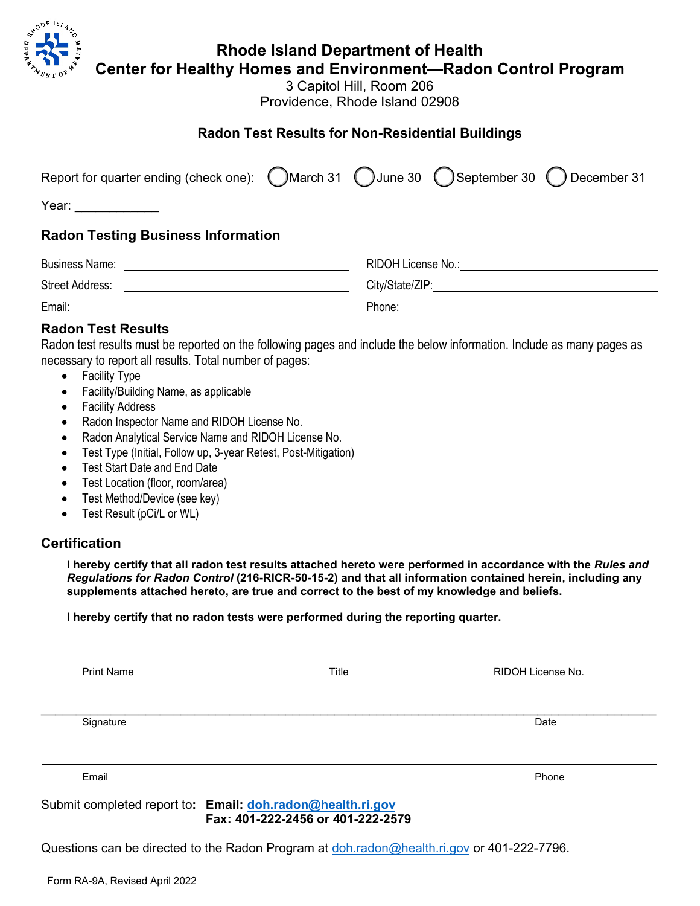# Rhode Island Department of Health
# Center for Healthy Homes and Environment—Radon Control Program

3 Capitol Hill, Room 206
Providence, Rhode Island 02908

### Radon Test Results for Non-Residential Buildings

Report for quarter ending (check one): ◯ March 31 ◯ June 30 ◯ September 30 ◯ December 31

Year: ____________

## Radon Testing Business Information

Business Name: ________________________ RIDOH License No.: ________________________

Street Address: ________________________ City/State/ZIP: ________________________

Email: ________________________ Phone: ________________________

## Radon Test Results

Radon test results must be reported on the following pages and include the below information. Include as many pages as necessary to report all results. Total number of pages: _________

- Facility Type
- Facility/Building Name, as applicable
- Facility Address
- Radon Inspector Name and RIDOH License No.
- Radon Analytical Service Name and RIDOH License No.
- Test Type (Initial, Follow up, 3-year Retest, Post-Mitigation)
- Test Start Date and End Date
- Test Location (floor, room/area)
- Test Method/Device (see key)
- Test Result (pCi/L or WL)

## Certification

**I hereby certify that all radon test results attached hereto were performed in accordance with the *Rules and Regulations for Radon Control* (216-RICR-50-15-2) and that all information contained herein, including any supplements attached hereto, are true and correct to the best of my knowledge and beliefs.**

**I hereby certify that no radon tests were performed during the reporting quarter.**

Print Name ________________________ Title ________________________ RIDOH License No. ________________________

Signature ________________________ Date ________________________

Email ________________________ Phone ________________________

Submit completed report to: **Email: doh.radon@health.ri.gov**
**Fax: 401-222-2456 or 401-222-2579**

Questions can be directed to the Radon Program at doh.radon@health.ri.gov or 401-222-7796.

Form RA-9A, Revised April 2022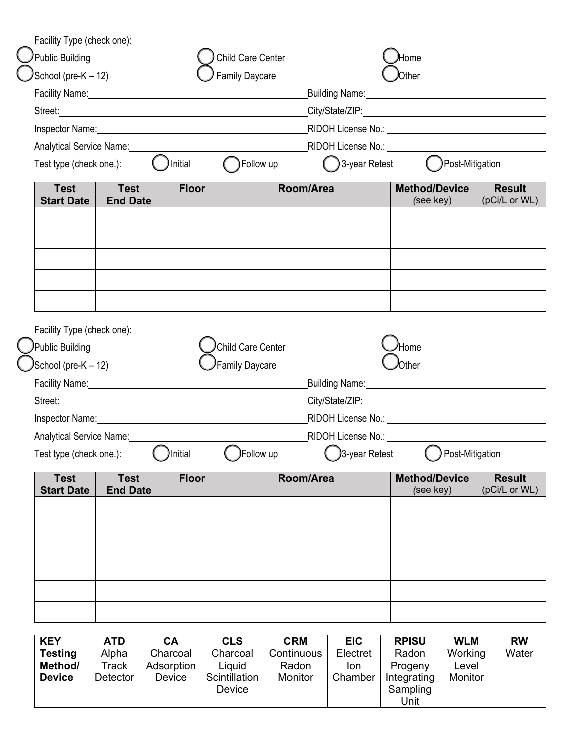Facility Type (check one):

◯ Public Building ◯ Child Care Center ◯ Home

◯ School (pre-K – 12) ◯ Family Daycare ◯ Other

Facility Name:\_\_\_\_\_\_\_\_\_\_\_\_\_\_\_\_\_\_\_\_\_\_\_\_\_\_\_\_\_\_ Building Name:\_\_\_\_\_\_\_\_\_\_\_\_\_\_\_\_\_\_\_\_\_\_\_\_\_\_\_\_\_\_

Street:\_\_\_\_\_\_\_\_\_\_\_\_\_\_\_\_\_\_\_\_\_\_\_\_\_\_\_\_\_\_ City/State/ZIP:\_\_\_\_\_\_\_\_\_\_\_\_\_\_\_\_\_\_\_\_\_\_\_\_\_\_\_\_\_\_

Inspector Name:\_\_\_\_\_\_\_\_\_\_\_\_\_\_\_\_\_\_\_\_\_\_\_\_\_\_\_\_\_\_ RIDOH License No.: \_\_\_\_\_\_\_\_\_\_\_\_\_\_\_\_\_\_\_\_\_\_\_\_\_\_\_\_\_\_

Analytical Service Name:\_\_\_\_\_\_\_\_\_\_\_\_\_\_\_\_\_\_\_\_\_\_\_\_\_\_\_\_\_\_ RIDOH License No.: \_\_\_\_\_\_\_\_\_\_\_\_\_\_\_\_\_\_\_\_\_\_\_\_\_\_\_\_\_\_

Test type (check one.): ◯ Initial ◯ Follow up ◯ 3-year Retest ◯ Post-Mitigation

| Test Start Date | Test End Date | Floor | Room/Area | Method/Device (see key) | Result (pCi/L or WL) |
|---|---|---|---|---|---|
| | | | | | |
| | | | | | |
| | | | | | |
| | | | | | |
| | | | | | |

Facility Type (check one):

◯ Public Building ◯ Child Care Center ◯ Home

◯ School (pre-K – 12) ◯ Family Daycare ◯ Other

Facility Name:\_\_\_\_\_\_\_\_\_\_\_\_\_\_\_\_\_\_\_\_\_\_\_\_\_\_\_\_\_\_ Building Name:\_\_\_\_\_\_\_\_\_\_\_\_\_\_\_\_\_\_\_\_\_\_\_\_\_\_\_\_\_\_

Street:\_\_\_\_\_\_\_\_\_\_\_\_\_\_\_\_\_\_\_\_\_\_\_\_\_\_\_\_\_\_ City/State/ZIP:\_\_\_\_\_\_\_\_\_\_\_\_\_\_\_\_\_\_\_\_\_\_\_\_\_\_\_\_\_\_

Inspector Name:\_\_\_\_\_\_\_\_\_\_\_\_\_\_\_\_\_\_\_\_\_\_\_\_\_\_\_\_\_\_ RIDOH License No.: \_\_\_\_\_\_\_\_\_\_\_\_\_\_\_\_\_\_\_\_\_\_\_\_\_\_\_\_\_\_

Analytical Service Name:\_\_\_\_\_\_\_\_\_\_\_\_\_\_\_\_\_\_\_\_\_\_\_\_\_\_\_\_\_\_ RIDOH License No.: \_\_\_\_\_\_\_\_\_\_\_\_\_\_\_\_\_\_\_\_\_\_\_\_\_\_\_\_\_\_

Test type (check one.): ◯ Initial ◯ Follow up ◯ 3-year Retest ◯ Post-Mitigation

| Test Start Date | Test End Date | Floor | Room/Area | Method/Device (see key) | Result (pCi/L or WL) |
|---|---|---|---|---|---|
| | | | | | |
| | | | | | |
| | | | | | |
| | | | | | |
| | | | | | |
| | | | | | |

| KEY | ATD | CA | CLS | CRM | EIC | RPISU | WLM | RW |
|---|---|---|---|---|---|---|---|---|
| **Testing Method/ Device** | Alpha Track Detector | Charcoal Adsorption Device | Charcoal Liquid Scintillation Device | Continuous Radon Monitor | Electret Ion Chamber | Radon Progeny Integrating Sampling Unit | Working Level Monitor | Water |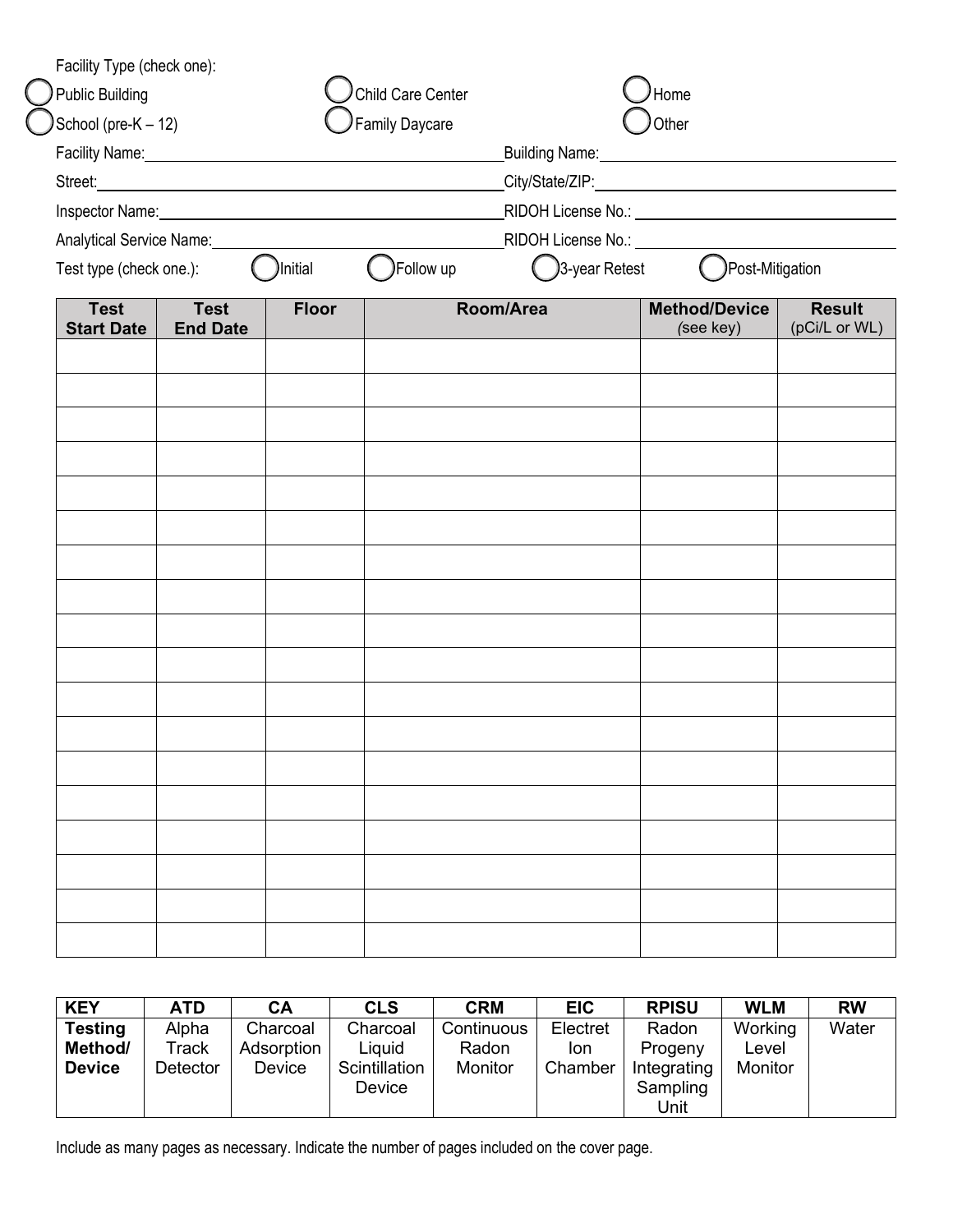Facility Type (check one):

- ◯ Public Building
- ◯ Child Care Center
- ◯ Home
- ◯ School (pre-K – 12)
- ◯ Family Daycare
- ◯ Other

Facility Name: \_\_\_\_\_\_\_\_\_\_\_\_\_\_\_\_\_\_\_\_ Building Name: \_\_\_\_\_\_\_\_\_\_\_\_\_\_\_\_\_\_\_\_

Street: \_\_\_\_\_\_\_\_\_\_\_\_\_\_\_\_\_\_\_\_ City/State/ZIP: \_\_\_\_\_\_\_\_\_\_\_\_\_\_\_\_\_\_\_\_

Inspector Name: \_\_\_\_\_\_\_\_\_\_\_\_\_\_\_\_\_\_\_\_ RIDOH License No.: \_\_\_\_\_\_\_\_\_\_\_\_\_\_\_\_\_\_\_\_

Analytical Service Name: \_\_\_\_\_\_\_\_\_\_\_\_\_\_\_\_\_\_\_\_ RIDOH License No.: \_\_\_\_\_\_\_\_\_\_\_\_\_\_\_\_\_\_\_\_

Test type (check one.): ◯ Initial ◯ Follow up ◯ 3-year Retest ◯ Post-Mitigation

| Test Start Date | Test End Date | Floor | Room/Area | Method/Device (see key) | Result (pCi/L or WL) |
|---|---|---|---|---|---|
| | | | | | |
| | | | | | |
| | | | | | |
| | | | | | |
| | | | | | |
| | | | | | |
| | | | | | |
| | | | | | |
| | | | | | |
| | | | | | |
| | | | | | |
| | | | | | |
| | | | | | |
| | | | | | |
| | | | | | |
| | | | | | |
| | | | | | |
| | | | | | |

| KEY | ATD | CA | CLS | CRM | EIC | RPISU | WLM | RW |
|---|---|---|---|---|---|---|---|---|
| **Testing Method/ Device** | Alpha Track Detector | Charcoal Adsorption Device | Charcoal Liquid Scintillation Device | Continuous Radon Monitor | Electret Ion Chamber | Radon Progeny Integrating Sampling Unit | Working Level Monitor | Water |

Include as many pages as necessary. Indicate the number of pages included on the cover page.